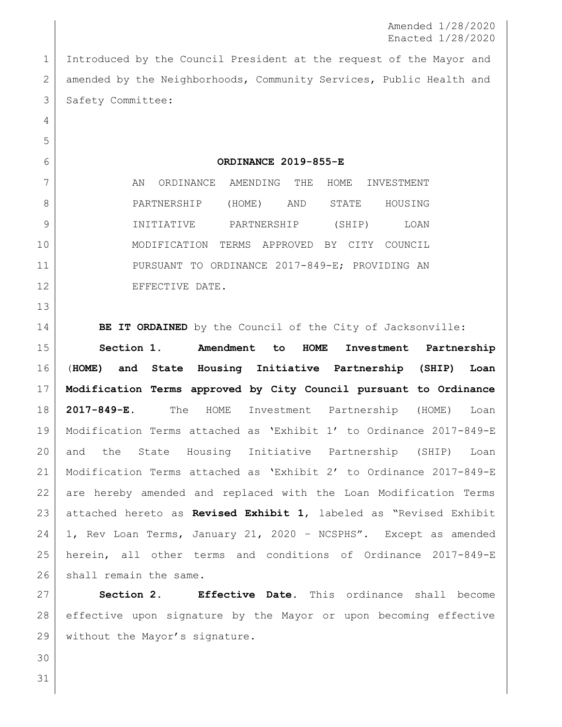Amended 1/28/2020
Enacted 1/28/2020

Introduced by the Council President at the request of the Mayor and amended by the Neighborhoods, Community Services, Public Health and Safety Committee:

**ORDINANCE 2019-855-E**

AN ORDINANCE AMENDING THE HOME INVESTMENT PARTNERSHIP (HOME) AND STATE HOUSING INITIATIVE PARTNERSHIP (SHIP) LOAN MODIFICATION TERMS APPROVED BY CITY COUNCIL PURSUANT TO ORDINANCE 2017-849-E; PROVIDING AN EFFECTIVE DATE.

**BE IT ORDAINED** by the Council of the City of Jacksonville:

**Section 1. Amendment to HOME Investment Partnership (HOME) and State Housing Initiative Partnership (SHIP) Loan Modification Terms approved by City Council pursuant to Ordinance 2017-849-E.** The HOME Investment Partnership (HOME) Loan Modification Terms attached as 'Exhibit 1' to Ordinance 2017-849-E and the State Housing Initiative Partnership (SHIP) Loan Modification Terms attached as 'Exhibit 2' to Ordinance 2017-849-E are hereby amended and replaced with the Loan Modification Terms attached hereto as **Revised Exhibit 1**, labeled as "Revised Exhibit 1, Rev Loan Terms, January 21, 2020 – NCSPHS". Except as amended herein, all other terms and conditions of Ordinance 2017-849-E shall remain the same.

**Section 2. Effective Date.** This ordinance shall become effective upon signature by the Mayor or upon becoming effective without the Mayor's signature.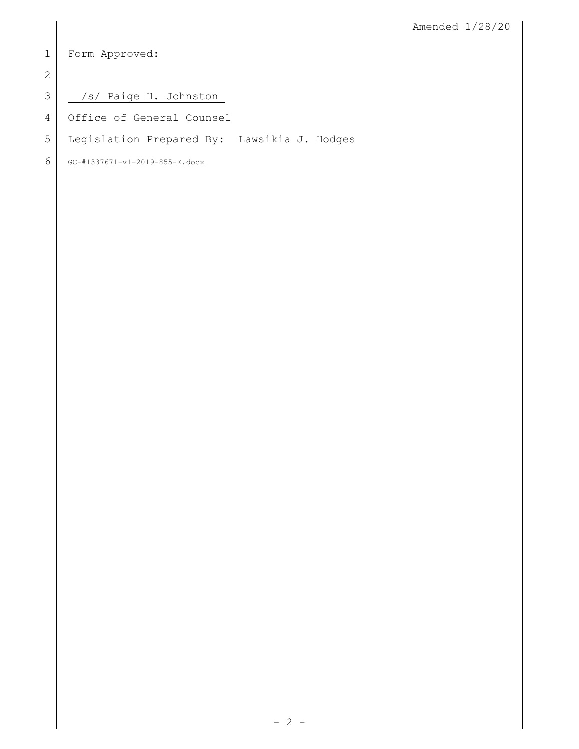Amended 1/28/20

Form Approved:

/s/ Paige H. Johnston_

Office of General Counsel

Legislation Prepared By: Lawsikia J. Hodges

GC-#1337671-v1-2019-855-E.docx